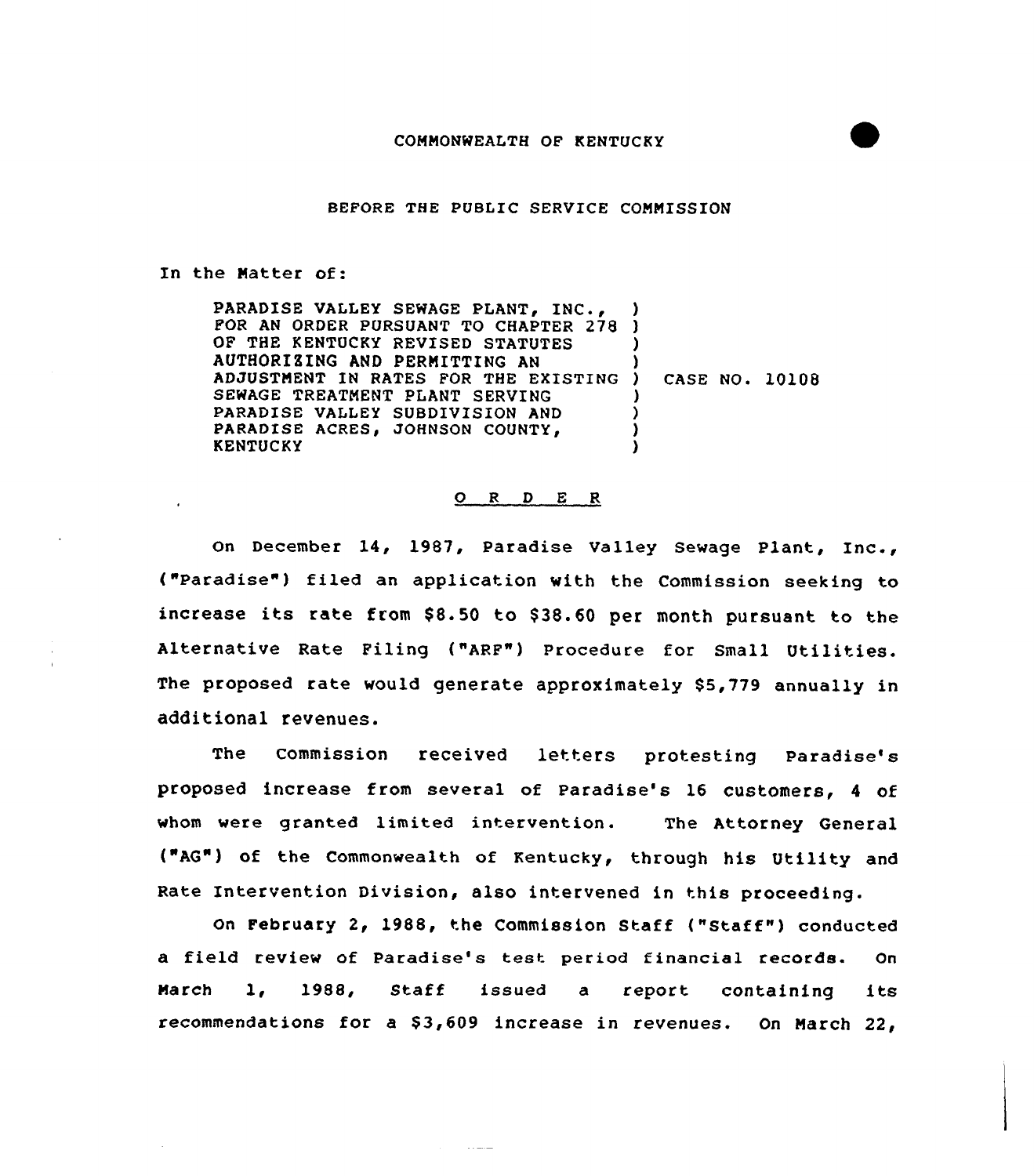COMMONWEALTH OF KENTUCKY

BEFORE THE PUBLIC SERVICE COMMISSION

In the Matter of:

PARADISE VALLEY SEWAGE PLANT, INC., FOR AN ORDER PURSUANT TO CHAPTER 278 OF THE KENTUCKY REVISED STATUTES AUTHORIZING AND PERMITTING AN ADJUSTMENT IN RATES FOR THE EXISTING SEWAGE TREATMENT PLANT SERVING PARADISE VALLEY SUBDIVISION AND PARADISE ACRES, JOHNSON COUNTY, KENTUCKY ) CASE NO. 10108

O R D E R

On December 14, 1987, Paradise Valley Sewage Plant, Inc., ("Paradise") filed an application with the Commission seeking to increase its rate from $8.50 to $38.60 per month pursuant to the Alternative Rate Filing ("ARF") Procedure for Small Utilities. The proposed rate would generate approximately $5,779 annually in additional revenues.

The Commission received letters protesting Paradise's proposed increase from several of Paradise's 16 customers, 4 of whom were granted limited intervention. The Attorney General ("AG") of the Commonwealth of Kentucky, through his Utility and Rate Intervention Division, also intervened in this proceeding.

On February 2, 1988, the Commission Staff ("Staff") conducted a field review of Paradise's test period financial records. On March 1, 1988, Staff issued a report containing its recommendations for a $3,609 increase in revenues. On March 22,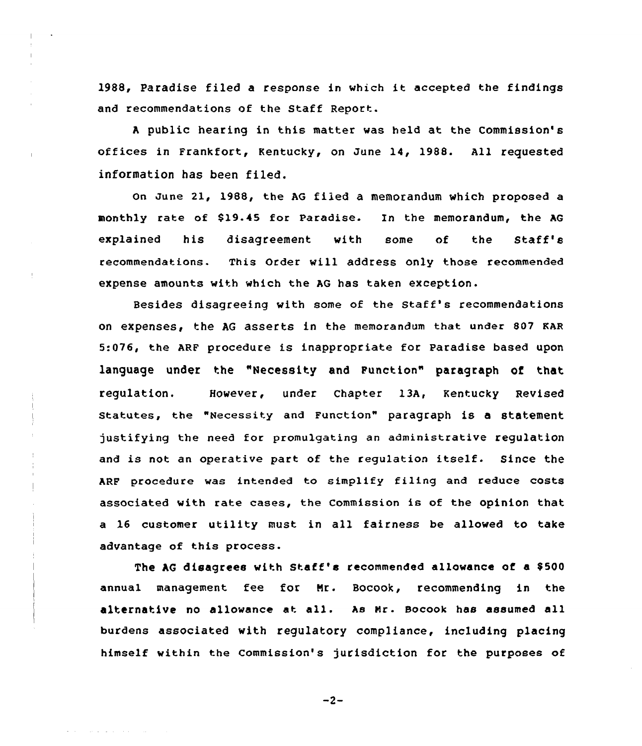1988, Paradise filed a response in which it accepted the findings and recommendations of the Staff Report.

A public hearing in this matter was held at the Commission's offices in Frankfort, Kentucky, on June 14, 1988. All requested information has been filed.

On June 21, 1988, the AG filed a memorandum which proposed a monthly rate of $19.45 for Paradise. In the memorandum, the AG explained his disagreement with some of the Staff's recommendations. This Order will address only those recommended expense amounts with which the AG has taken exception.

Besides disagreeing with some of the Staff's recommendations on expenses, the AG asserts in the memorandum that under 807 KAR 5:076, the ARF procedure is inappropriate for Paradise based upon language under the "Necessity and Function" paragraph of that regulation. However, under Chapter 13A, Kentucky Revised Statutes, the "Necessity and Function" paragraph is a statement justifying the need for promulgating an administrative regulation and is not an operative part of the regulation itself. Since the ARF procedure was intended to simplify filing and reduce costs associated with rate cases, the Commission is of the opinion that a 16 customer utility must in all fairness be allowed to take advantage of this process.

The AG disagrees with Staff's recommended allowance of a $500 annual management fee for Mr. Bocook, recommending in the alternative no allowance at all. As Mr. Bocook has assumed all burdens associated with regulatory compliance, including placing himself within the Commission's jurisdiction for the purposes of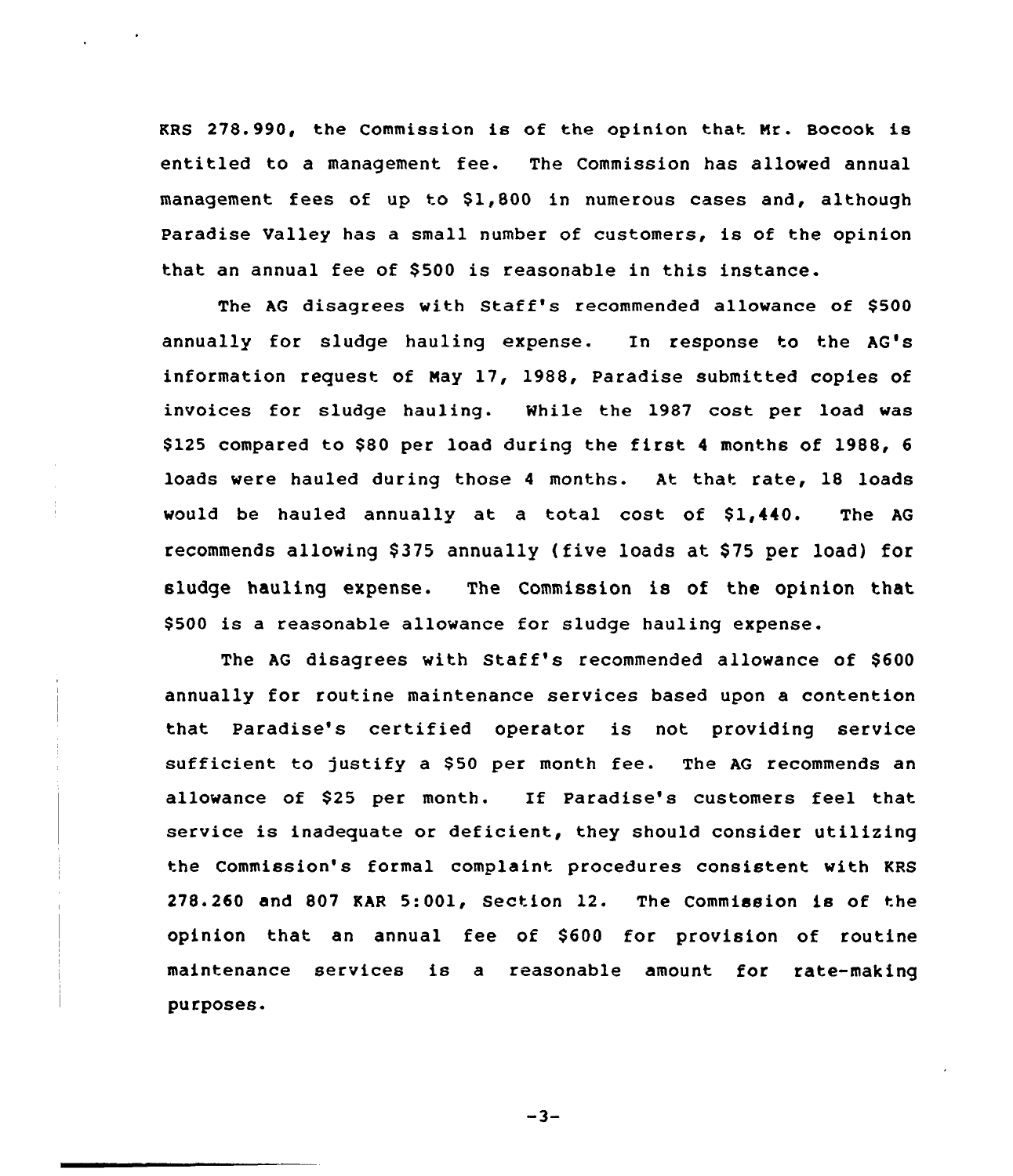KRS 278.990, the Commission is of the opinion that Mr. Bocook is entitled to a management fee. The Commission has allowed annual management fees of up to $1,800 in numerous cases and, although Paradise Valley has a small number of customers, is of the opinion that an annual fee of $500 is reasonable in this instance.

The AG disagrees with Staff's recommended allowance of $500 annually for sludge hauling expense. In response to the AG's information request of May 17, 1988, Paradise submitted copies of invoices for sludge hauling. While the 1987 cost per load was $125 compared to $80 per load during the first 4 months of 1988, 6 loads were hauled during those 4 months. At that rate, 18 loads would be hauled annually at a total cost of $1,440. The AG recommends allowing $375 annually (five loads at $75 per load) for sludge hauling expense. The Commission is of the opinion that $500 is a reasonable allowance for sludge hauling expense.

The AG disagrees with Staff's recommended allowance of $600 annually for routine maintenance services based upon a contention that Paradise's certified operator is not providing service sufficient to justify a $50 per month fee. The AG recommends an allowance of $25 per month. If Paradise's customers feel that service is inadequate or deficient, they should consider utilizing the Commission's formal complaint procedures consistent with KRS 278.260 and 807 KAR 5:001, Section 12. The Commission is of the opinion that an annual fee of $600 for provision of routine maintenance services is a reasonable amount for rate-making purposes.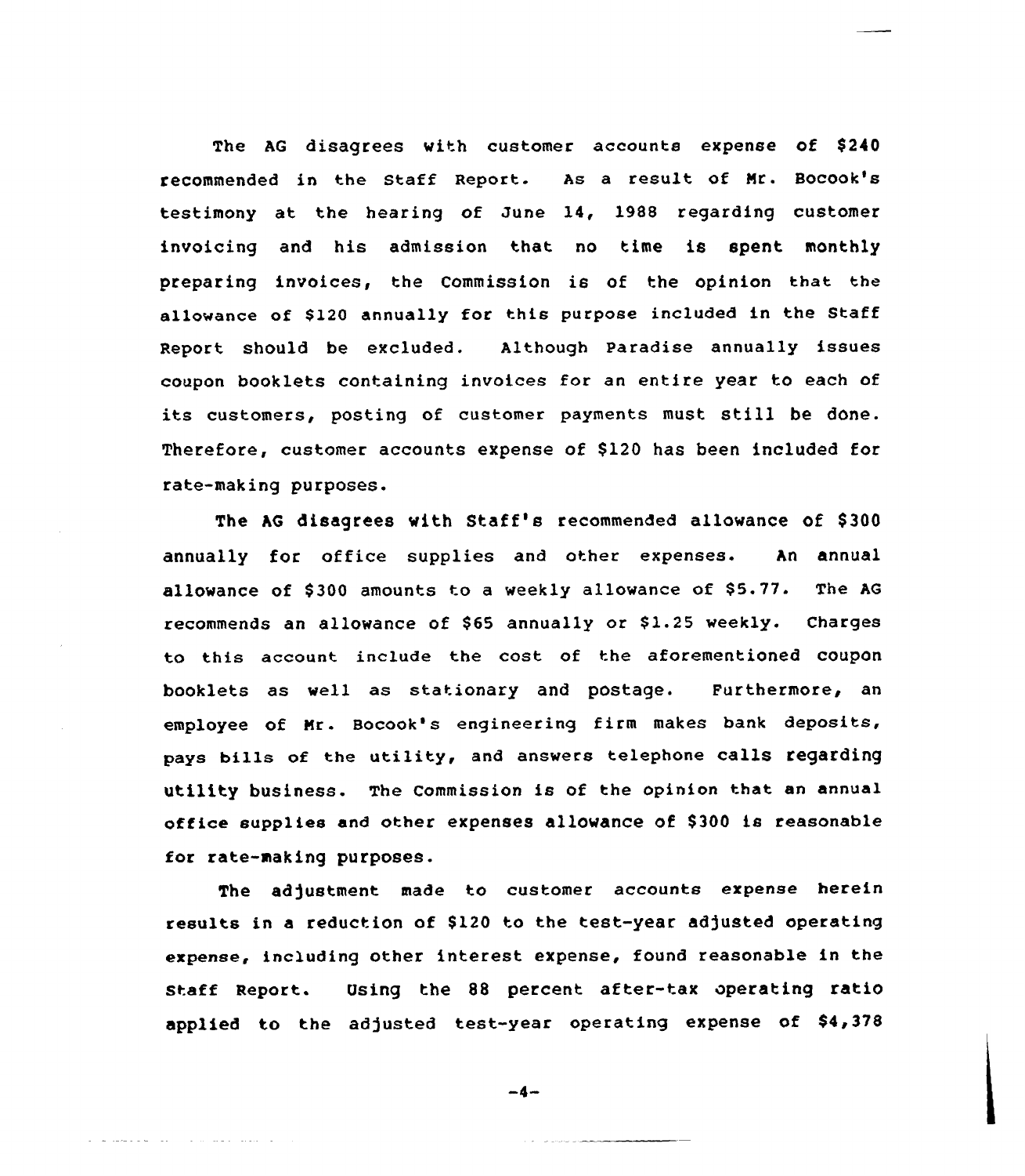The AG disagrees with customer accounts expense of $240 recommended in the Staff Report. As a result of Mr. Bocook's testimony at the hearing of June 14, 1988 regarding customer invoicing and his admission that no time is spent monthly preparing invoices, the Commission is of the opinion that the allowance of $120 annually for this purpose included in the Staff Report should be excluded. Although Paradise annually issues coupon booklets containing invoices for an entire year to each of its customers, posting of customer payments must still be done. Therefore, customer accounts expense of $120 has been included for rate-making purposes.

The AG disagrees with Staff's recommended allowance of $300 annually for office supplies and other expenses. An annual allowance of $300 amounts to a weekly allowance of $5.77. The AG recommends an allowance of $65 annually or $1.25 weekly. Charges to this account include the cost of the aforementioned coupon booklets as well as stationary and postage. Furthermore, an employee of Mr. Bocook's engineering firm makes bank deposits, pays bills of the utility, and answers telephone calls regarding utility business. The Commission is of the opinion that an annual office supplies and other expenses allowance of $300 is reasonable for rate-making purposes.

The adjustment made to customer accounts expense herein results in a reduction of $120 to the test-year adjusted operating expense, including other interest expense, found reasonable in the Staff Report. Using the 88 percent after-tax operating ratio applied to the adjusted test-year operating expense of $4,378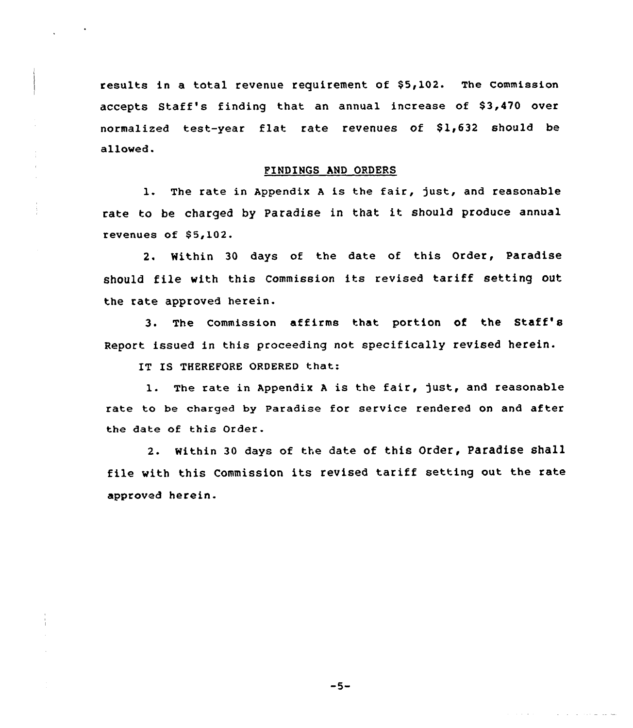results in a total revenue requirement of $5,102. The Commission accepts Staff's finding that an annual increase of $3,470 over normalized test-year flat rate revenues of $1,632 should be allowed.

## FINDINGS AND ORDERS

1. The rate in Appendix A is the fair, just, and reasonable rate to be charged by Paradise in that it should produce annual revenues of $5,102.

2. Within 30 days of the date of this Order, Paradise should file with this Commission its revised tariff setting out the rate approved herein.

3. The Commission affirms that portion of the Staff's Report issued in this proceeding not specifically revised herein.

IT IS THEREFORE ORDERED that:

1. The rate in Appendix A is the fair, just, and reasonable rate to be charged by Paradise for service rendered on and after the date of this Order.

2. Within 30 days of the date of this Order, Paradise shall file with this Commission its revised tariff setting out the rate approved herein.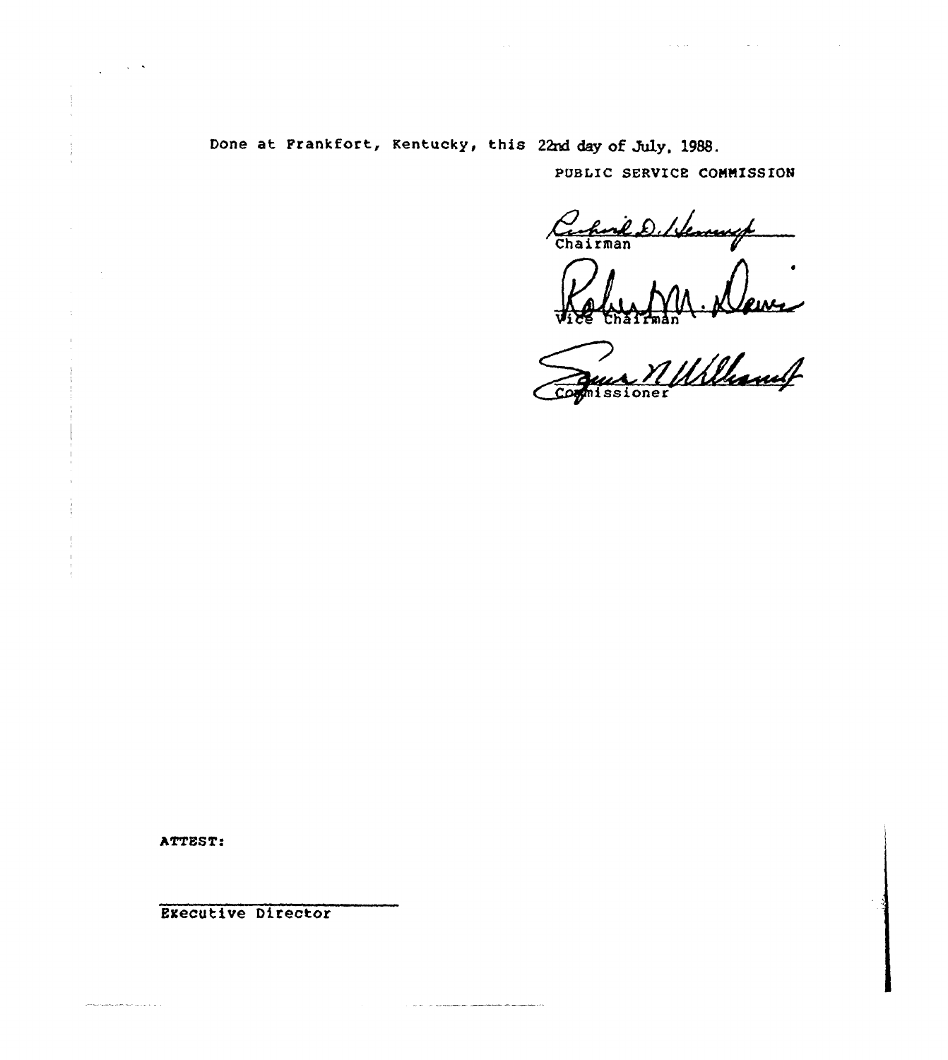Done at Frankfort, Kentucky, this 22nd day of July, 1988.

PUBLIC SERVICE COMMISSION

Chairman

Vice Chairman

Commissioner

ATTEST:

Executive Director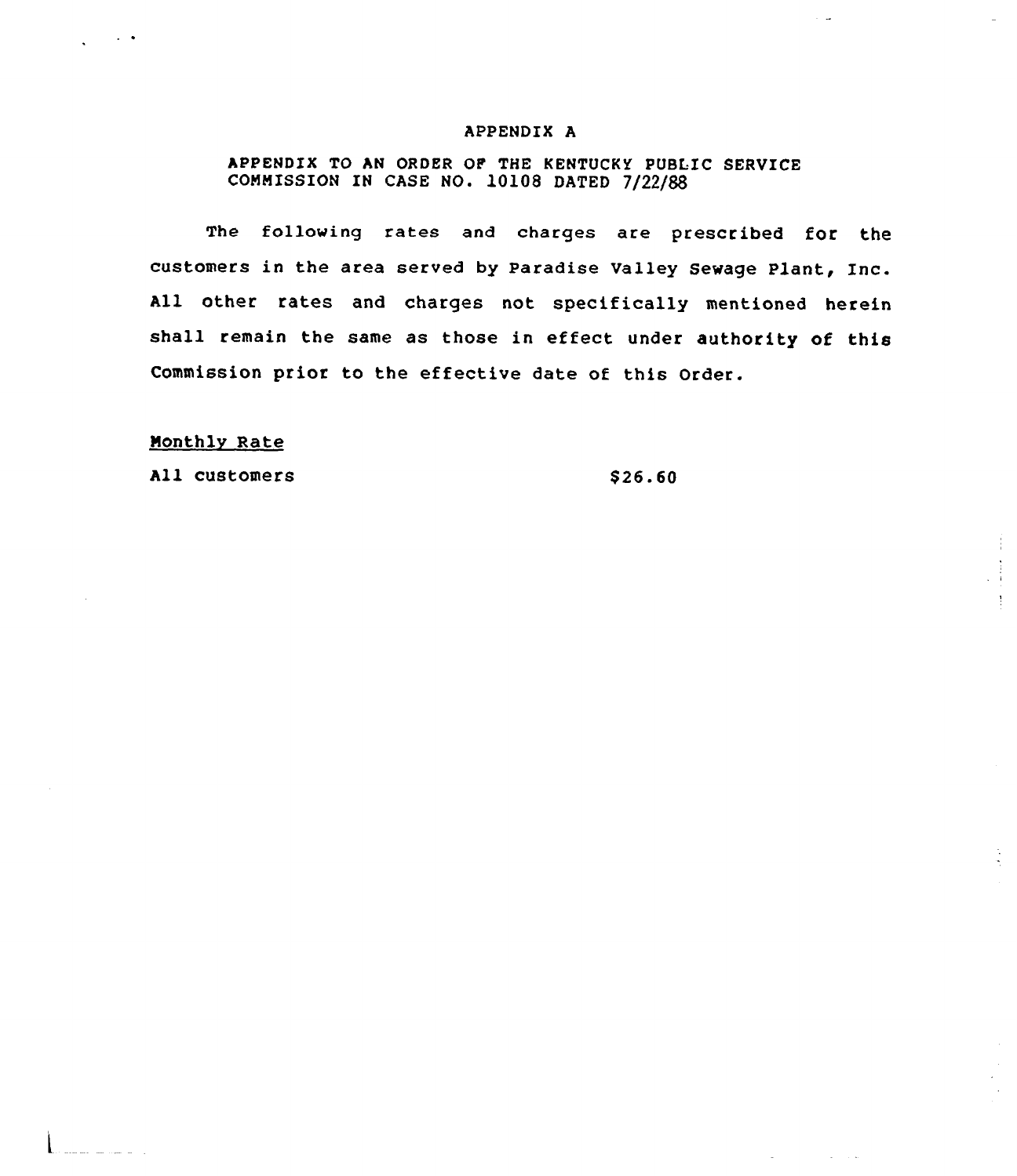## APPENDIX A

APPENDIX TO AN ORDER OF THE KENTUCKY PUBLIC SERVICE COMMISSION IN CASE NO. 10108 DATED 7/22/88

The following rates and charges are prescribed for the customers in the area served by Paradise Valley Sewage Plant, Inc. All other rates and charges not specifically mentioned herein shall remain the same as those in effect under authority of this Commission prior to the effective date of this Order.

Monthly Rate

| | |
|---|---|
| All customers | $26.60 |